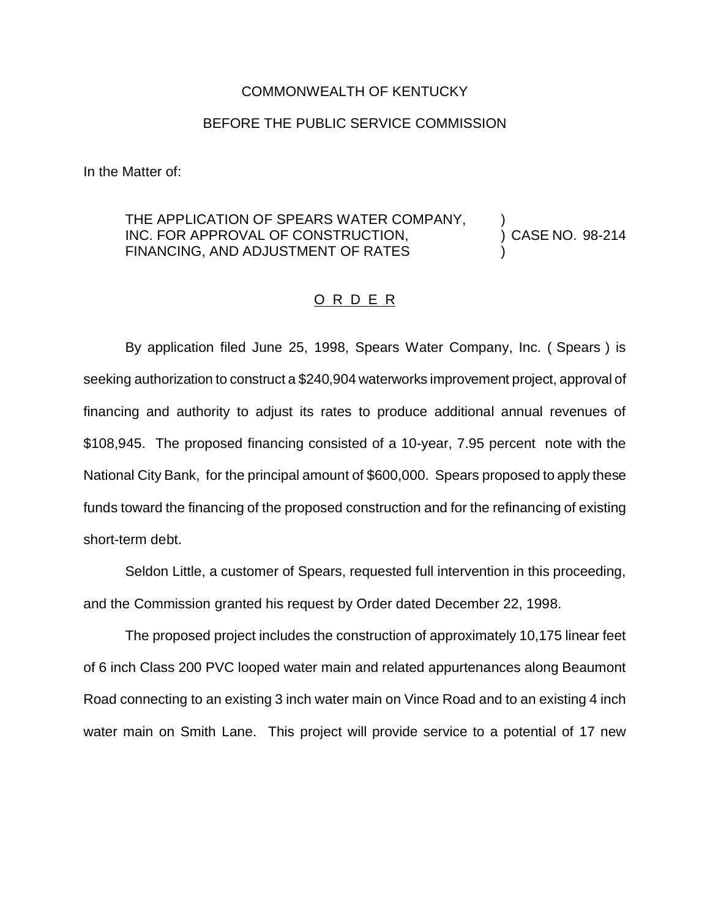COMMONWEALTH OF KENTUCKY

BEFORE THE PUBLIC SERVICE COMMISSION

In the Matter of:

THE APPLICATION OF SPEARS WATER COMPANY, INC. FOR APPROVAL OF CONSTRUCTION, FINANCING, AND ADJUSTMENT OF RATES ) CASE NO. 98-214

O R D E R

By application filed June 25, 1998, Spears Water Company, Inc. ( Spears ) is seeking authorization to construct a $240,904 waterworks improvement project, approval of financing and authority to adjust its rates to produce additional annual revenues of $108,945. The proposed financing consisted of a 10-year, 7.95 percent note with the National City Bank, for the principal amount of $600,000. Spears proposed to apply these funds toward the financing of the proposed construction and for the refinancing of existing short-term debt.

Seldon Little, a customer of Spears, requested full intervention in this proceeding, and the Commission granted his request by Order dated December 22, 1998.

The proposed project includes the construction of approximately 10,175 linear feet of 6 inch Class 200 PVC looped water main and related appurtenances along Beaumont Road connecting to an existing 3 inch water main on Vince Road and to an existing 4 inch water main on Smith Lane. This project will provide service to a potential of 17 new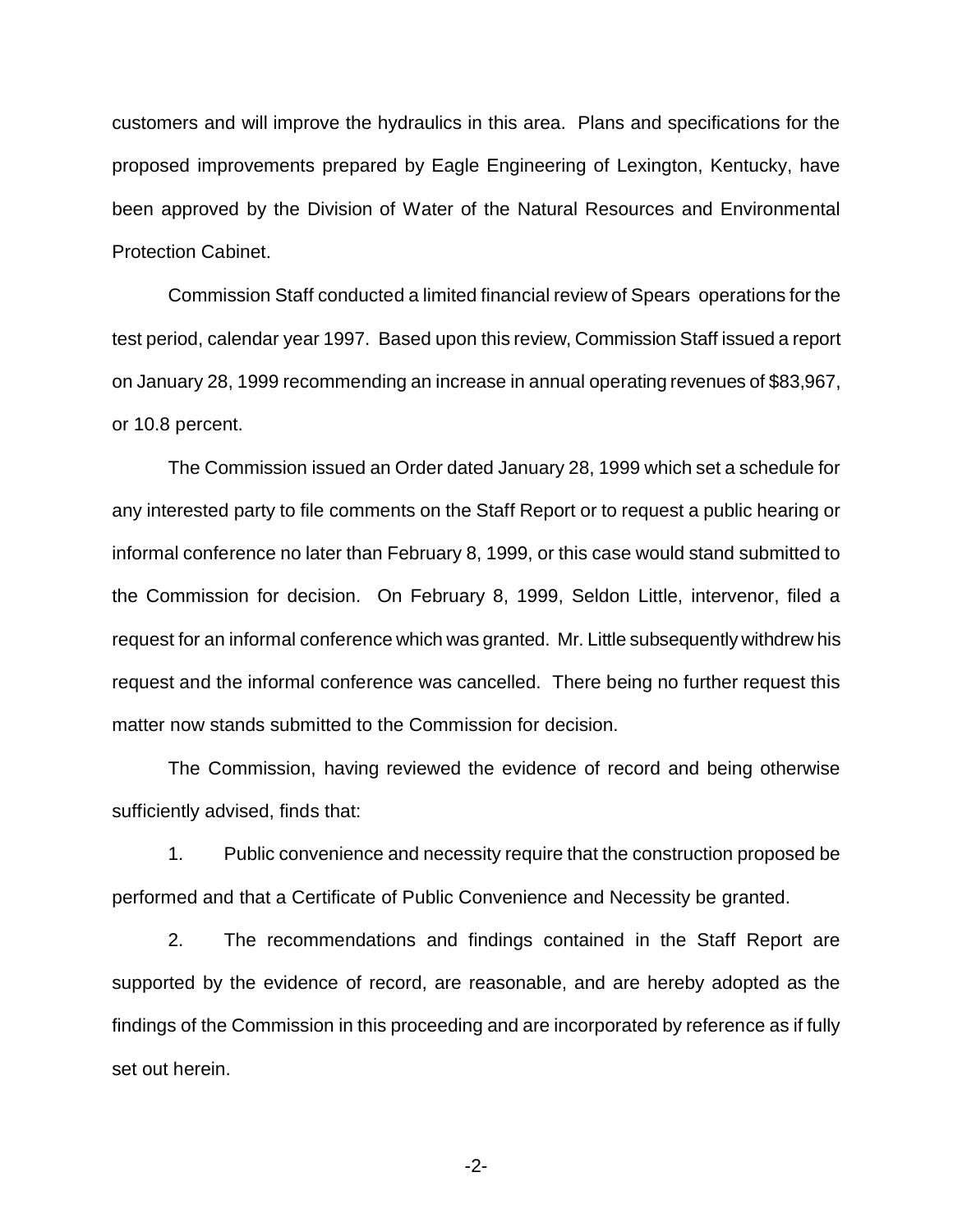customers and will improve the hydraulics in this area. Plans and specifications for the proposed improvements prepared by Eagle Engineering of Lexington, Kentucky, have been approved by the Division of Water of the Natural Resources and Environmental Protection Cabinet.

Commission Staff conducted a limited financial review of Spears operations for the test period, calendar year 1997. Based upon this review, Commission Staff issued a report on January 28, 1999 recommending an increase in annual operating revenues of $83,967, or 10.8 percent.

The Commission issued an Order dated January 28, 1999 which set a schedule for any interested party to file comments on the Staff Report or to request a public hearing or informal conference no later than February 8, 1999, or this case would stand submitted to the Commission for decision. On February 8, 1999, Seldon Little, intervenor, filed a request for an informal conference which was granted. Mr. Little subsequently withdrew his request and the informal conference was cancelled. There being no further request this matter now stands submitted to the Commission for decision.

The Commission, having reviewed the evidence of record and being otherwise sufficiently advised, finds that:

1. Public convenience and necessity require that the construction proposed be performed and that a Certificate of Public Convenience and Necessity be granted.

2. The recommendations and findings contained in the Staff Report are supported by the evidence of record, are reasonable, and are hereby adopted as the findings of the Commission in this proceeding and are incorporated by reference as if fully set out herein.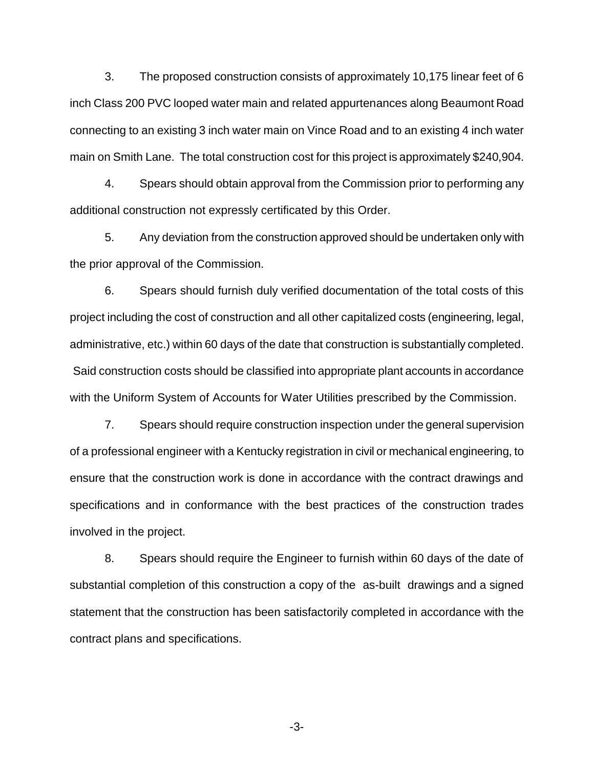3. The proposed construction consists of approximately 10,175 linear feet of 6 inch Class 200 PVC looped water main and related appurtenances along Beaumont Road connecting to an existing 3 inch water main on Vince Road and to an existing 4 inch water main on Smith Lane. The total construction cost for this project is approximately $240,904.

4. Spears should obtain approval from the Commission prior to performing any additional construction not expressly certificated by this Order.

5. Any deviation from the construction approved should be undertaken only with the prior approval of the Commission.

6. Spears should furnish duly verified documentation of the total costs of this project including the cost of construction and all other capitalized costs (engineering, legal, administrative, etc.) within 60 days of the date that construction is substantially completed. Said construction costs should be classified into appropriate plant accounts in accordance with the Uniform System of Accounts for Water Utilities prescribed by the Commission.

7. Spears should require construction inspection under the general supervision of a professional engineer with a Kentucky registration in civil or mechanical engineering, to ensure that the construction work is done in accordance with the contract drawings and specifications and in conformance with the best practices of the construction trades involved in the project.

8. Spears should require the Engineer to furnish within 60 days of the date of substantial completion of this construction a copy of the as-built drawings and a signed statement that the construction has been satisfactorily completed in accordance with the contract plans and specifications.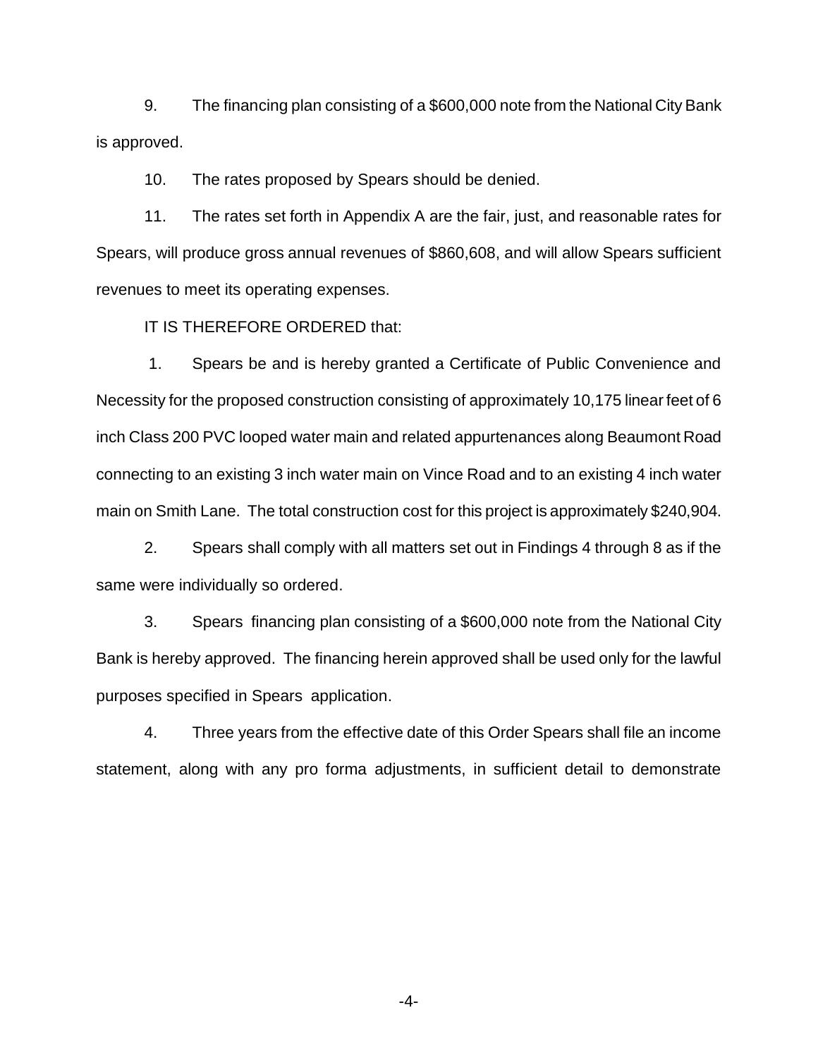9. The financing plan consisting of a $600,000 note from the National City Bank is approved.

10. The rates proposed by Spears should be denied.

11. The rates set forth in Appendix A are the fair, just, and reasonable rates for Spears, will produce gross annual revenues of $860,608, and will allow Spears sufficient revenues to meet its operating expenses.

IT IS THEREFORE ORDERED that:

1. Spears be and is hereby granted a Certificate of Public Convenience and Necessity for the proposed construction consisting of approximately 10,175 linear feet of 6 inch Class 200 PVC looped water main and related appurtenances along Beaumont Road connecting to an existing 3 inch water main on Vince Road and to an existing 4 inch water main on Smith Lane. The total construction cost for this project is approximately $240,904.

2. Spears shall comply with all matters set out in Findings 4 through 8 as if the same were individually so ordered.

3. Spears financing plan consisting of a $600,000 note from the National City Bank is hereby approved. The financing herein approved shall be used only for the lawful purposes specified in Spears application.

4. Three years from the effective date of this Order Spears shall file an income statement, along with any pro forma adjustments, in sufficient detail to demonstrate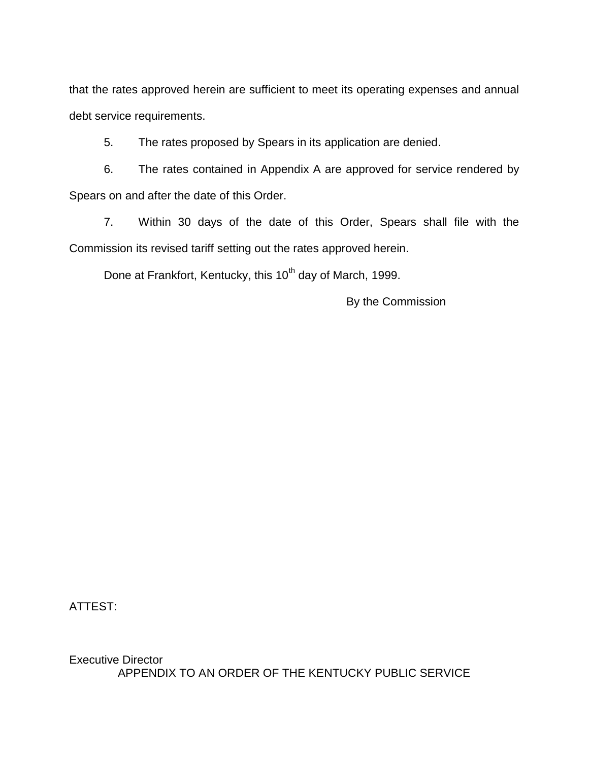that the rates approved herein are sufficient to meet its operating expenses and annual debt service requirements.

5. The rates proposed by Spears in its application are denied.

6. The rates contained in Appendix A are approved for service rendered by Spears on and after the date of this Order.

7. Within 30 days of the date of this Order, Spears shall file with the Commission its revised tariff setting out the rates approved herein.

Done at Frankfort, Kentucky, this 10th day of March, 1999.

By the Commission

ATTEST:

Executive Director

APPENDIX TO AN ORDER OF THE KENTUCKY PUBLIC SERVICE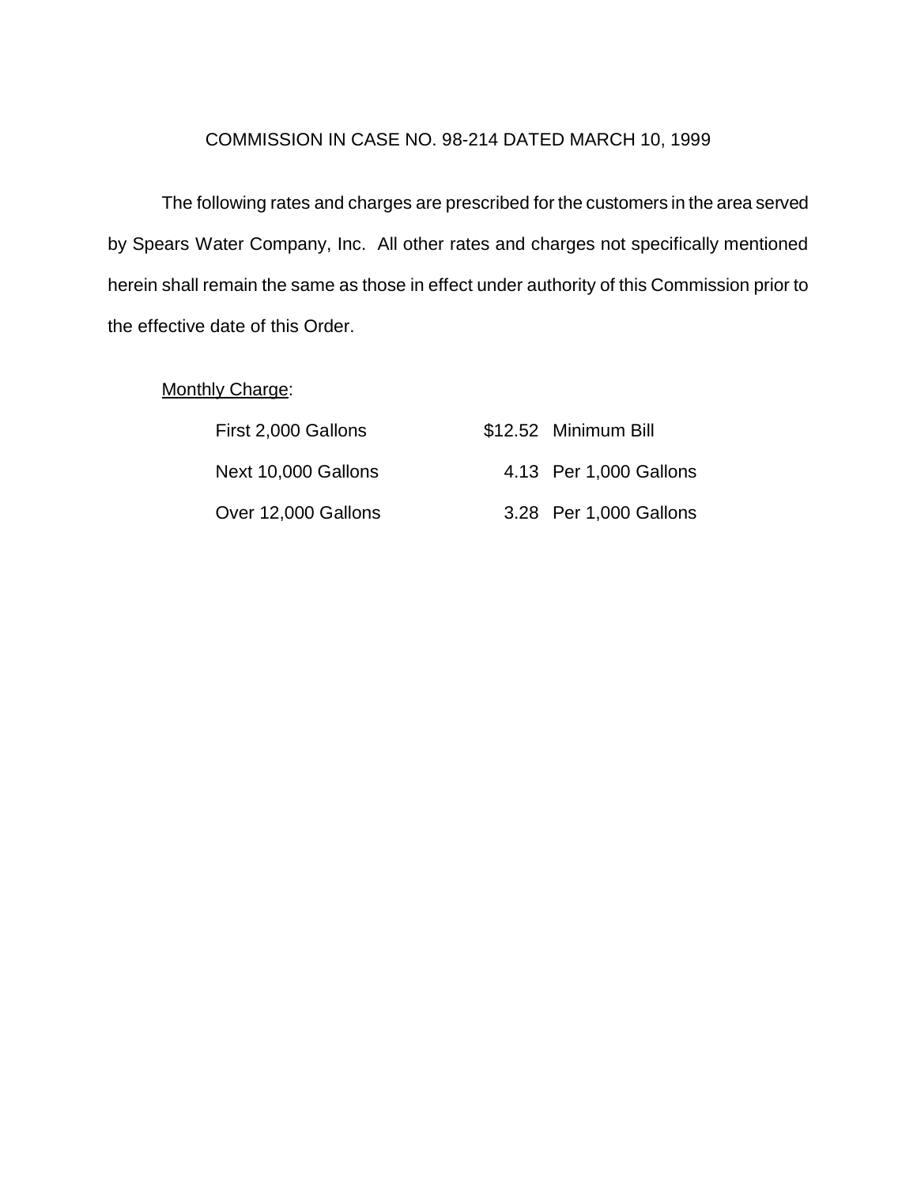COMMISSION IN CASE NO. 98-214 DATED MARCH 10, 1999

The following rates and charges are prescribed for the customers in the area served by Spears Water Company, Inc. All other rates and charges not specifically mentioned herein shall remain the same as those in effect under authority of this Commission prior to the effective date of this Order.

Monthly Charge:

| | | |
|---|---|---|
| First 2,000 Gallons | $12.52 | Minimum Bill |
| Next 10,000 Gallons | 4.13 | Per 1,000 Gallons |
| Over 12,000 Gallons | 3.28 | Per 1,000 Gallons |